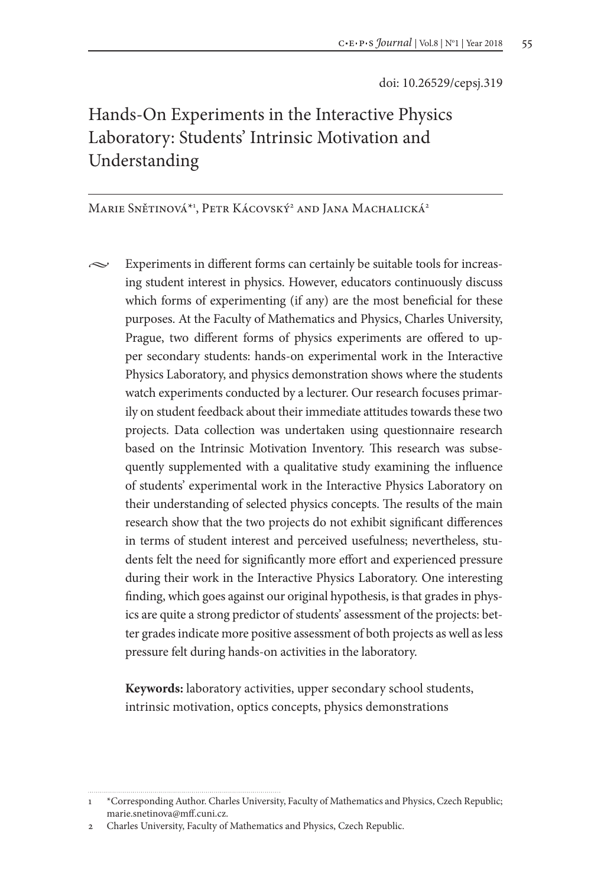doi: 10.26529/cepsj.319

# Hands-On Experiments in the Interactive Physics Laboratory: Students' Intrinsic Motivation and Understanding

Marie Snětinová*[1], Petr Kácovský[2] and Jana Machalická[2]

Experiments in different forms can certainly be suitable tools for increasing student interest in physics. However, educators continuously discuss which forms of experimenting (if any) are the most beneficial for these purposes. At the Faculty of Mathematics and Physics, Charles University, Prague, two different forms of physics experiments are offered to upper secondary students: hands-on experimental work in the Interactive Physics Laboratory, and physics demonstration shows where the students watch experiments conducted by a lecturer. Our research focuses primarily on student feedback about their immediate attitudes towards these two projects. Data collection was undertaken using questionnaire research based on the Intrinsic Motivation Inventory. This research was subsequently supplemented with a qualitative study examining the influence of students' experimental work in the Interactive Physics Laboratory on their understanding of selected physics concepts. The results of the main research show that the two projects do not exhibit significant differences in terms of student interest and perceived usefulness; nevertheless, students felt the need for significantly more effort and experienced pressure during their work in the Interactive Physics Laboratory. One interesting finding, which goes against our original hypothesis, is that grades in physics are quite a strong predictor of students' assessment of the projects: better grades indicate more positive assessment of both projects as well as less pressure felt during hands-on activities in the laboratory.

**Keywords:** laboratory activities, upper secondary school students, intrinsic motivation, optics concepts, physics demonstrations

---

1 *Corresponding Author. Charles University, Faculty of Mathematics and Physics, Czech Republic; marie.snetinova@mff.cuni.cz.

2 Charles University, Faculty of Mathematics and Physics, Czech Republic.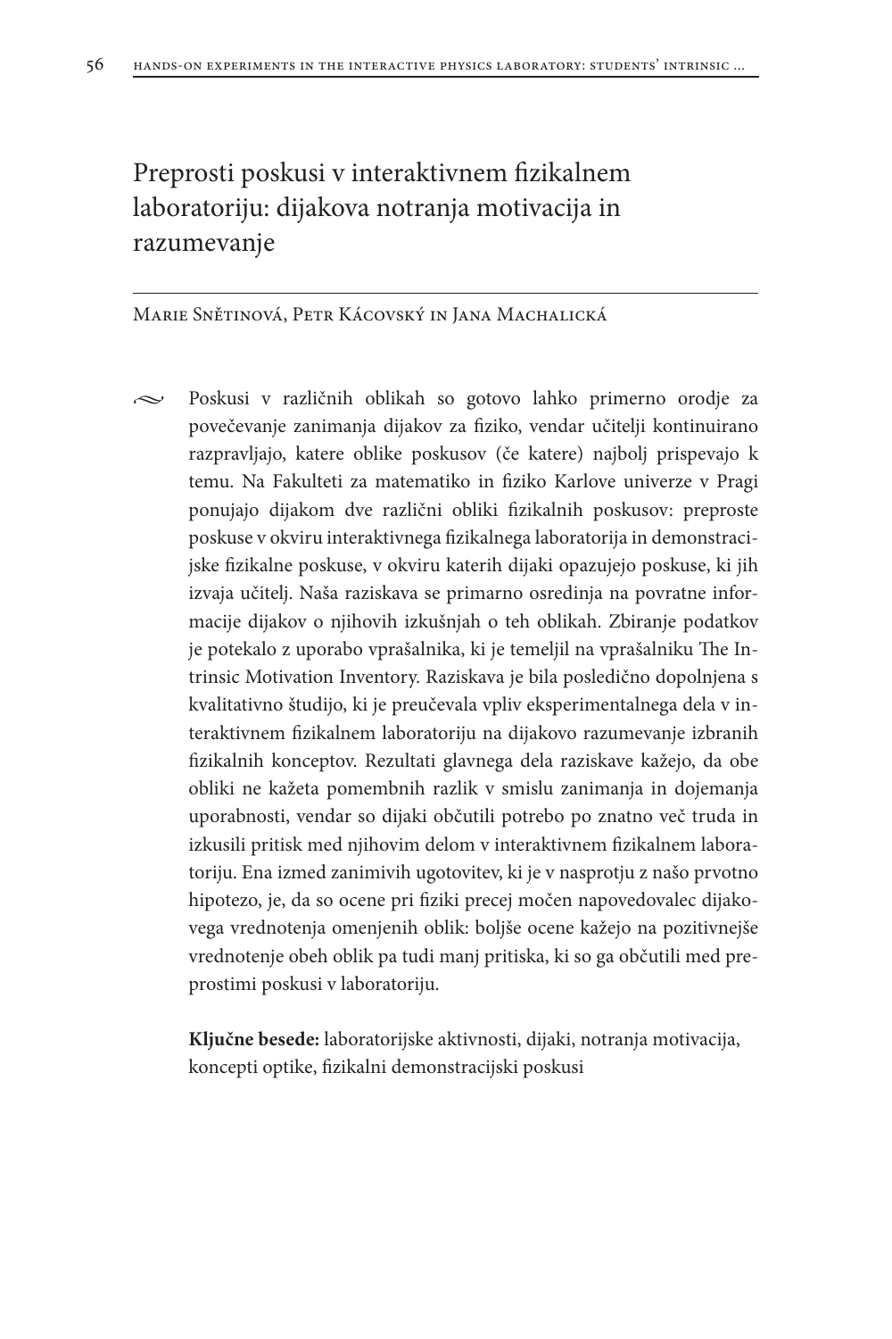# Preprosti poskusi v interaktivnem fizikalnem laboratoriju: dijakova notranja motivacija in razumevanje

Marie Snětinová, Petr Kácovský in Jana Machalická

Poskusi v različnih oblikah so gotovo lahko primerno orodje za povečevanje zanimanja dijakov za fiziko, vendar učitelji kontinuirano razpravljajo, katere oblike poskusov (če katere) najbolj prispevajo k temu. Na Fakulteti za matematiko in fiziko Karlove univerze v Pragi ponujajo dijakom dve različni obliki fizikalnih poskusov: preproste poskuse v okviru interaktivnega fizikalnega laboratorija in demonstracijske fizikalne poskuse, v okviru katerih dijaki opazujejo poskuse, ki jih izvaja učitelj. Naša raziskava se primarno osredinja na povratne informacije dijakov o njihovih izkušnjah o teh oblikah. Zbiranje podatkov je potekalo z uporabo vprašalnika, ki je temeljil na vprašalniku The Intrinsic Motivation Inventory. Raziskava je bila posledično dopolnjena s kvalitativno študijo, ki je preučevala vpliv eksperimentalnega dela v interaktivnem fizikalnem laboratoriju na dijakovo razumevanje izbranih fizikalnih konceptov. Rezultati glavnega dela raziskave kažejo, da obe obliki ne kažeta pomembnih razlik v smislu zanimanja in dojemanja uporabnosti, vendar so dijaki občutili potrebo po znatno več truda in izkusili pritisk med njihovim delom v interaktivnem fizikalnem laboratoriju. Ena izmed zanimivih ugotovitev, ki je v nasprotju z našo prvotno hipotezo, je, da so ocene pri fiziki precej močen napovedovalec dijakovega vrednotenja omenjenih oblik: boljše ocene kažejo na pozitivnejše vrednotenje obeh oblik pa tudi manj pritiska, ki so ga občutili med preprostimi poskusi v laboratoriju.

**Ključne besede:** laboratorijske aktivnosti, dijaki, notranja motivacija, koncepti optike, fizikalni demonstracijski poskusi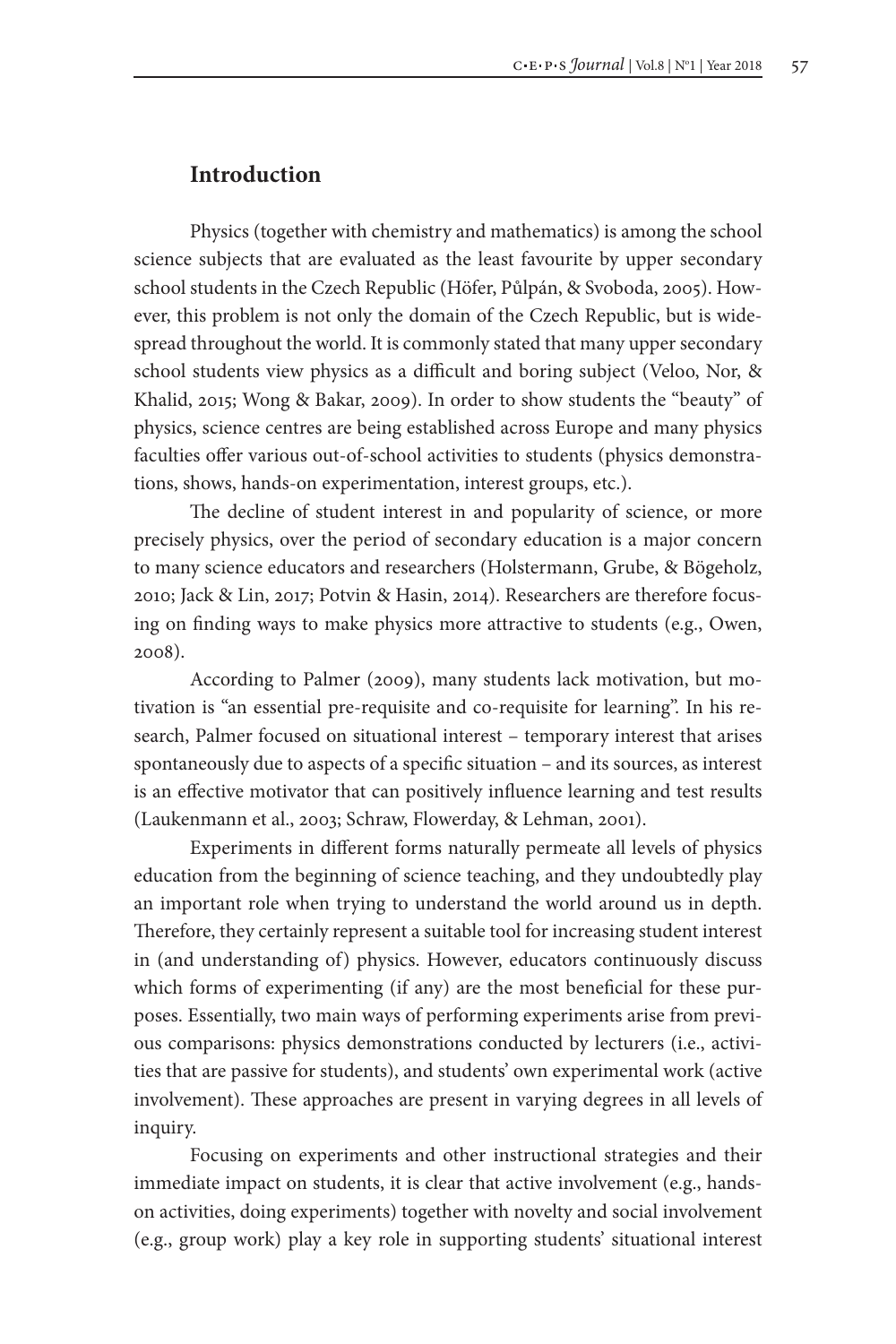## Introduction

Physics (together with chemistry and mathematics) is among the school science subjects that are evaluated as the least favourite by upper secondary school students in the Czech Republic (Höfer, Půlpán, & Svoboda, 2005). However, this problem is not only the domain of the Czech Republic, but is widespread throughout the world. It is commonly stated that many upper secondary school students view physics as a difficult and boring subject (Veloo, Nor, & Khalid, 2015; Wong & Bakar, 2009). In order to show students the "beauty" of physics, science centres are being established across Europe and many physics faculties offer various out-of-school activities to students (physics demonstrations, shows, hands-on experimentation, interest groups, etc.).

The decline of student interest in and popularity of science, or more precisely physics, over the period of secondary education is a major concern to many science educators and researchers (Holstermann, Grube, & Bögeholz, 2010; Jack & Lin, 2017; Potvin & Hasin, 2014). Researchers are therefore focusing on finding ways to make physics more attractive to students (e.g., Owen, 2008).

According to Palmer (2009), many students lack motivation, but motivation is "an essential pre-requisite and co-requisite for learning". In his research, Palmer focused on situational interest – temporary interest that arises spontaneously due to aspects of a specific situation – and its sources, as interest is an effective motivator that can positively influence learning and test results (Laukenmann et al., 2003; Schraw, Flowerday, & Lehman, 2001).

Experiments in different forms naturally permeate all levels of physics education from the beginning of science teaching, and they undoubtedly play an important role when trying to understand the world around us in depth. Therefore, they certainly represent a suitable tool for increasing student interest in (and understanding of) physics. However, educators continuously discuss which forms of experimenting (if any) are the most beneficial for these purposes. Essentially, two main ways of performing experiments arise from previous comparisons: physics demonstrations conducted by lecturers (i.e., activities that are passive for students), and students' own experimental work (active involvement). These approaches are present in varying degrees in all levels of inquiry.

Focusing on experiments and other instructional strategies and their immediate impact on students, it is clear that active involvement (e.g., hands-on activities, doing experiments) together with novelty and social involvement (e.g., group work) play a key role in supporting students' situational interest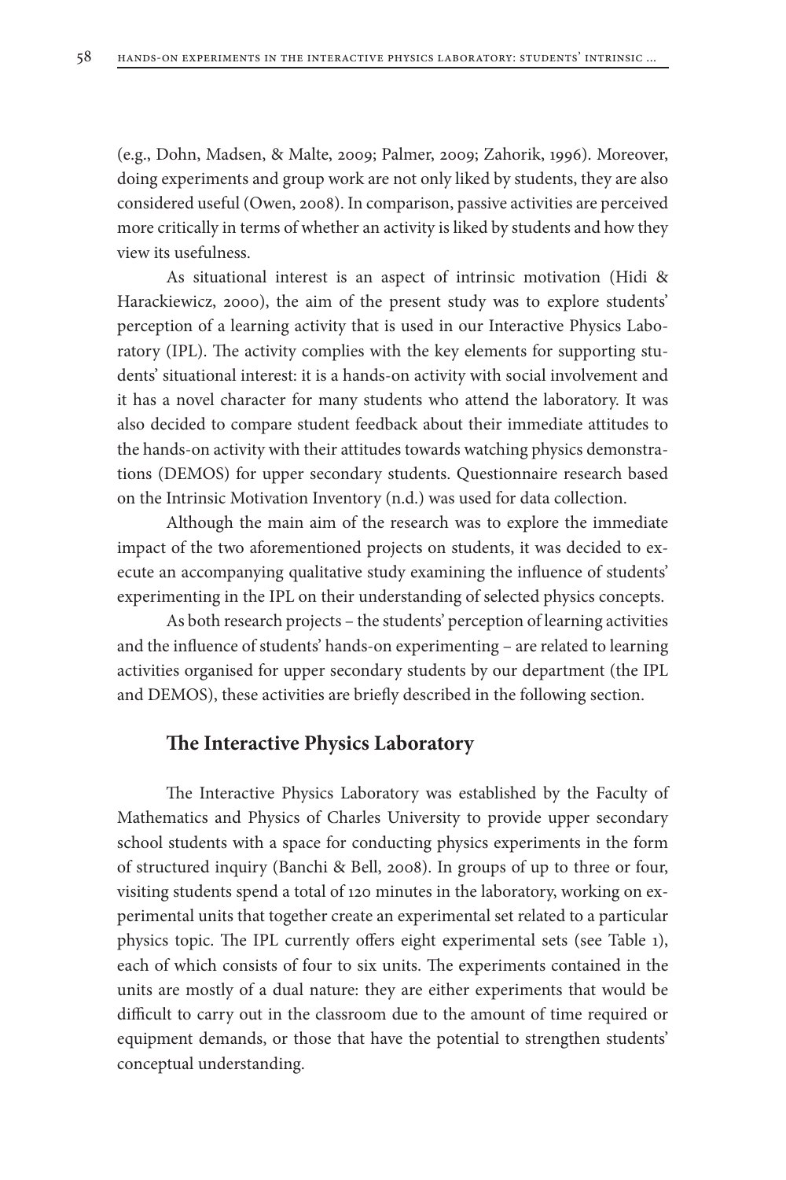(e.g., Dohn, Madsen, & Malte, 2009; Palmer, 2009; Zahorik, 1996). Moreover, doing experiments and group work are not only liked by students, they are also considered useful (Owen, 2008). In comparison, passive activities are perceived more critically in terms of whether an activity is liked by students and how they view its usefulness.

As situational interest is an aspect of intrinsic motivation (Hidi & Harackiewicz, 2000), the aim of the present study was to explore students' perception of a learning activity that is used in our Interactive Physics Laboratory (IPL). The activity complies with the key elements for supporting students' situational interest: it is a hands-on activity with social involvement and it has a novel character for many students who attend the laboratory. It was also decided to compare student feedback about their immediate attitudes to the hands-on activity with their attitudes towards watching physics demonstrations (DEMOS) for upper secondary students. Questionnaire research based on the Intrinsic Motivation Inventory (n.d.) was used for data collection.

Although the main aim of the research was to explore the immediate impact of the two aforementioned projects on students, it was decided to execute an accompanying qualitative study examining the influence of students' experimenting in the IPL on their understanding of selected physics concepts.

As both research projects – the students' perception of learning activities and the influence of students' hands-on experimenting – are related to learning activities organised for upper secondary students by our department (the IPL and DEMOS), these activities are briefly described in the following section.

## The Interactive Physics Laboratory

The Interactive Physics Laboratory was established by the Faculty of Mathematics and Physics of Charles University to provide upper secondary school students with a space for conducting physics experiments in the form of structured inquiry (Banchi & Bell, 2008). In groups of up to three or four, visiting students spend a total of 120 minutes in the laboratory, working on experimental units that together create an experimental set related to a particular physics topic. The IPL currently offers eight experimental sets (see Table 1), each of which consists of four to six units. The experiments contained in the units are mostly of a dual nature: they are either experiments that would be difficult to carry out in the classroom due to the amount of time required or equipment demands, or those that have the potential to strengthen students' conceptual understanding.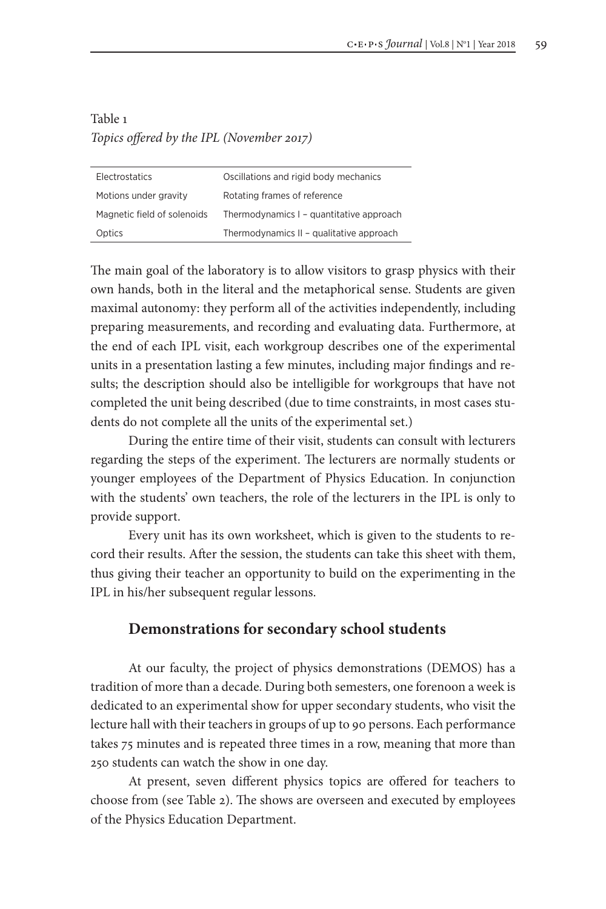Table 1
*Topics offered by the IPL (November 2017)*

| | |
|---|---|
| Electrostatics | Oscillations and rigid body mechanics |
| Motions under gravity | Rotating frames of reference |
| Magnetic field of solenoids | Thermodynamics I – quantitative approach |
| Optics | Thermodynamics II – qualitative approach |

The main goal of the laboratory is to allow visitors to grasp physics with their own hands, both in the literal and the metaphorical sense. Students are given maximal autonomy: they perform all of the activities independently, including preparing measurements, and recording and evaluating data. Furthermore, at the end of each IPL visit, each workgroup describes one of the experimental units in a presentation lasting a few minutes, including major findings and results; the description should also be intelligible for workgroups that have not completed the unit being described (due to time constraints, in most cases students do not complete all the units of the experimental set.)

During the entire time of their visit, students can consult with lecturers regarding the steps of the experiment. The lecturers are normally students or younger employees of the Department of Physics Education. In conjunction with the students' own teachers, the role of the lecturers in the IPL is only to provide support.

Every unit has its own worksheet, which is given to the students to record their results. After the session, the students can take this sheet with them, thus giving their teacher an opportunity to build on the experimenting in the IPL in his/her subsequent regular lessons.

## Demonstrations for secondary school students

At our faculty, the project of physics demonstrations (DEMOS) has a tradition of more than a decade. During both semesters, one forenoon a week is dedicated to an experimental show for upper secondary students, who visit the lecture hall with their teachers in groups of up to 90 persons. Each performance takes 75 minutes and is repeated three times in a row, meaning that more than 250 students can watch the show in one day.

At present, seven different physics topics are offered for teachers to choose from (see Table 2). The shows are overseen and executed by employees of the Physics Education Department.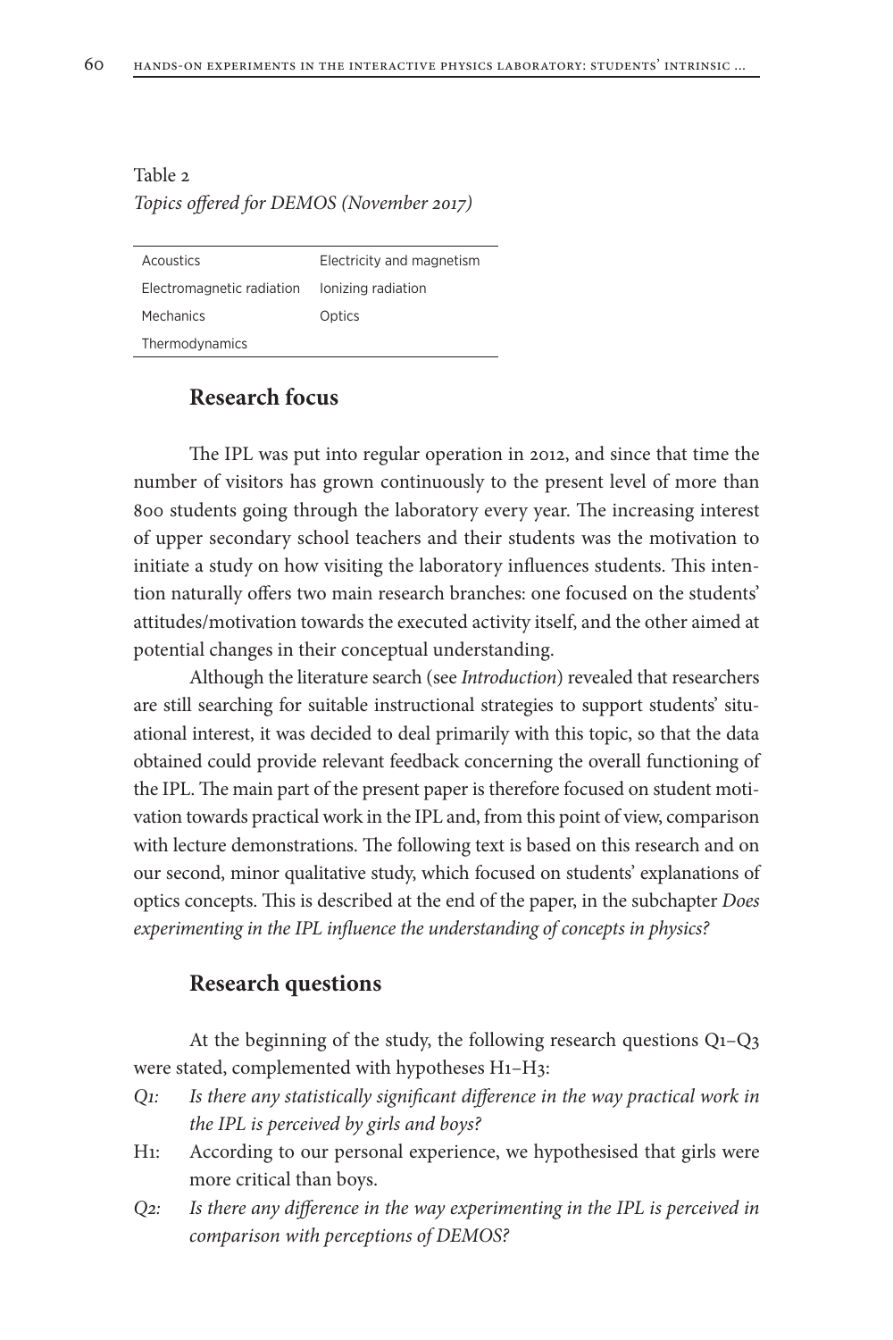Table 2
*Topics offered for DEMOS (November 2017)*

| | |
|---|---|
| Acoustics | Electricity and magnetism |
| Electromagnetic radiation | Ionizing radiation |
| Mechanics | Optics |
| Thermodynamics | |

## Research focus

The IPL was put into regular operation in 2012, and since that time the number of visitors has grown continuously to the present level of more than 800 students going through the laboratory every year. The increasing interest of upper secondary school teachers and their students was the motivation to initiate a study on how visiting the laboratory influences students. This intention naturally offers two main research branches: one focused on the students' attitudes/motivation towards the executed activity itself, and the other aimed at potential changes in their conceptual understanding.

Although the literature search (see *Introduction*) revealed that researchers are still searching for suitable instructional strategies to support students' situational interest, it was decided to deal primarily with this topic, so that the data obtained could provide relevant feedback concerning the overall functioning of the IPL. The main part of the present paper is therefore focused on student motivation towards practical work in the IPL and, from this point of view, comparison with lecture demonstrations. The following text is based on this research and on our second, minor qualitative study, which focused on students' explanations of optics concepts. This is described at the end of the paper, in the subchapter *Does experimenting in the IPL influence the understanding of concepts in physics?*

## Research questions

At the beginning of the study, the following research questions Q1–Q3 were stated, complemented with hypotheses H1–H3:

- *Q1: Is there any statistically significant difference in the way practical work in the IPL is perceived by girls and boys?*
- H1: According to our personal experience, we hypothesised that girls were more critical than boys.
- *Q2: Is there any difference in the way experimenting in the IPL is perceived in comparison with perceptions of DEMOS?*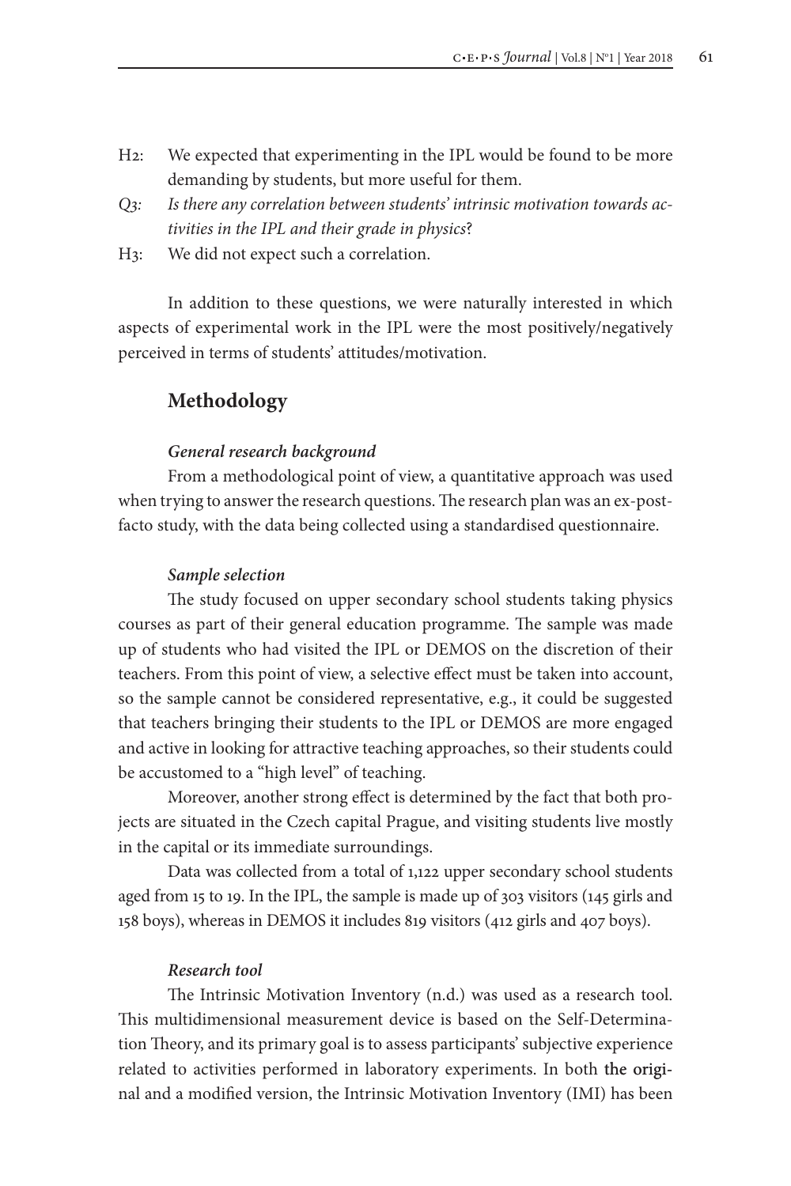H2: We expected that experimenting in the IPL would be found to be more demanding by students, but more useful for them.

*Q3: Is there any correlation between students' intrinsic motivation towards activities in the IPL and their grade in physics*?

H3: We did not expect such a correlation.

In addition to these questions, we were naturally interested in which aspects of experimental work in the IPL were the most positively/negatively perceived in terms of students' attitudes/motivation.

## Methodology

### *General research background*

From a methodological point of view, a quantitative approach was used when trying to answer the research questions. The research plan was an ex-post-facto study, with the data being collected using a standardised questionnaire.

### *Sample selection*

The study focused on upper secondary school students taking physics courses as part of their general education programme. The sample was made up of students who had visited the IPL or DEMOS on the discretion of their teachers. From this point of view, a selective effect must be taken into account, so the sample cannot be considered representative, e.g., it could be suggested that teachers bringing their students to the IPL or DEMOS are more engaged and active in looking for attractive teaching approaches, so their students could be accustomed to a "high level" of teaching.

Moreover, another strong effect is determined by the fact that both projects are situated in the Czech capital Prague, and visiting students live mostly in the capital or its immediate surroundings.

Data was collected from a total of 1,122 upper secondary school students aged from 15 to 19. In the IPL, the sample is made up of 303 visitors (145 girls and 158 boys), whereas in DEMOS it includes 819 visitors (412 girls and 407 boys).

### *Research tool*

The Intrinsic Motivation Inventory (n.d.) was used as a research tool. This multidimensional measurement device is based on the Self-Determination Theory, and its primary goal is to assess participants' subjective experience related to activities performed in laboratory experiments. In both the original and a modified version, the Intrinsic Motivation Inventory (IMI) has been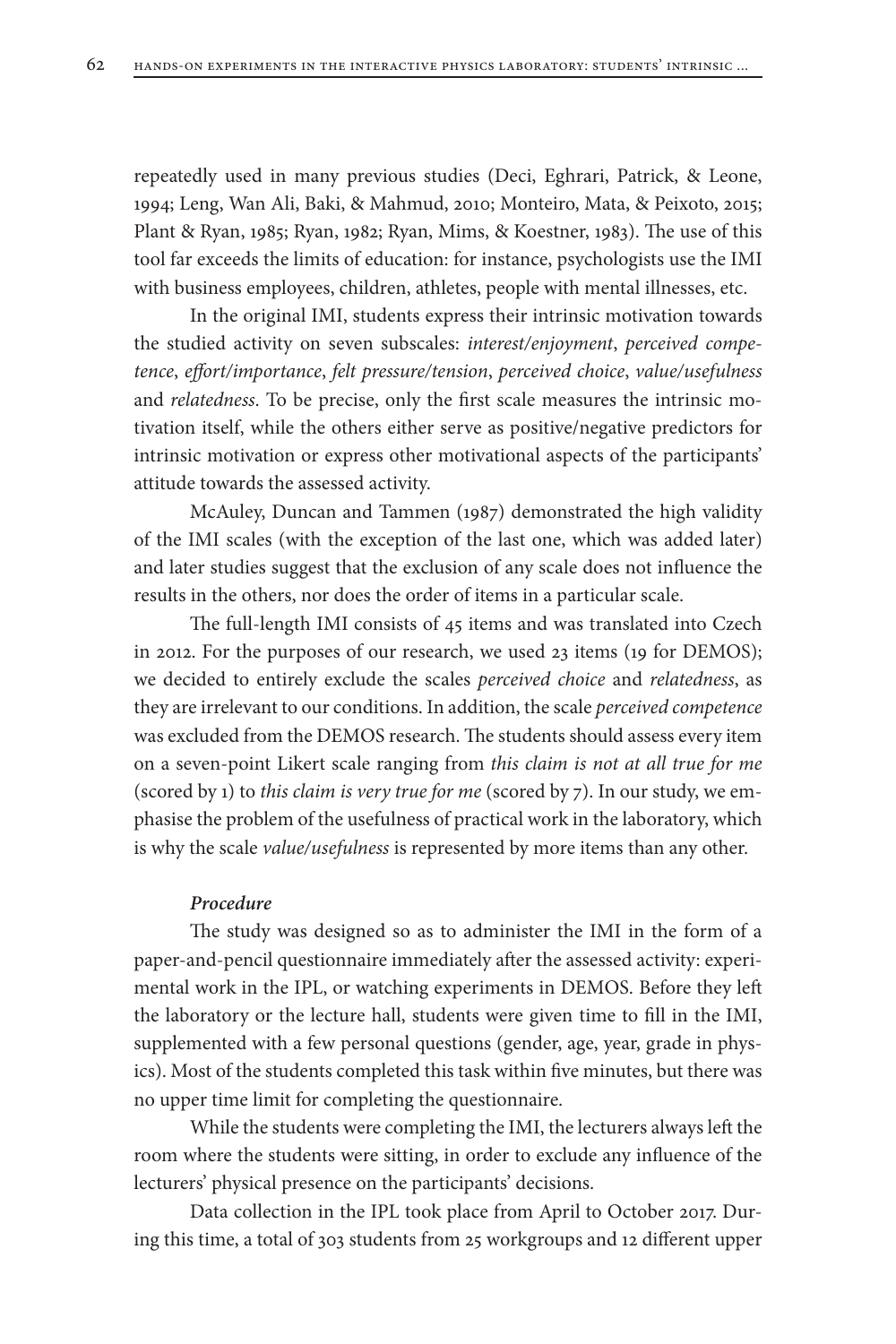repeatedly used in many previous studies (Deci, Eghrari, Patrick, & Leone, 1994; Leng, Wan Ali, Baki, & Mahmud, 2010; Monteiro, Mata, & Peixoto, 2015; Plant & Ryan, 1985; Ryan, 1982; Ryan, Mims, & Koestner, 1983). The use of this tool far exceeds the limits of education: for instance, psychologists use the IMI with business employees, children, athletes, people with mental illnesses, etc.

In the original IMI, students express their intrinsic motivation towards the studied activity on seven subscales: *interest/enjoyment*, *perceived competence*, *effort/importance*, *felt pressure/tension*, *perceived choice*, *value/usefulness* and *relatedness*. To be precise, only the first scale measures the intrinsic motivation itself, while the others either serve as positive/negative predictors for intrinsic motivation or express other motivational aspects of the participants' attitude towards the assessed activity.

McAuley, Duncan and Tammen (1987) demonstrated the high validity of the IMI scales (with the exception of the last one, which was added later) and later studies suggest that the exclusion of any scale does not influence the results in the others, nor does the order of items in a particular scale.

The full-length IMI consists of 45 items and was translated into Czech in 2012. For the purposes of our research, we used 23 items (19 for DEMOS); we decided to entirely exclude the scales *perceived choice* and *relatedness*, as they are irrelevant to our conditions. In addition, the scale *perceived competence* was excluded from the DEMOS research. The students should assess every item on a seven-point Likert scale ranging from *this claim is not at all true for me* (scored by 1) to *this claim is very true for me* (scored by 7). In our study, we emphasise the problem of the usefulness of practical work in the laboratory, which is why the scale *value/usefulness* is represented by more items than any other.

### *Procedure*

The study was designed so as to administer the IMI in the form of a paper-and-pencil questionnaire immediately after the assessed activity: experimental work in the IPL, or watching experiments in DEMOS. Before they left the laboratory or the lecture hall, students were given time to fill in the IMI, supplemented with a few personal questions (gender, age, year, grade in physics). Most of the students completed this task within five minutes, but there was no upper time limit for completing the questionnaire.

While the students were completing the IMI, the lecturers always left the room where the students were sitting, in order to exclude any influence of the lecturers' physical presence on the participants' decisions.

Data collection in the IPL took place from April to October 2017. During this time, a total of 303 students from 25 workgroups and 12 different upper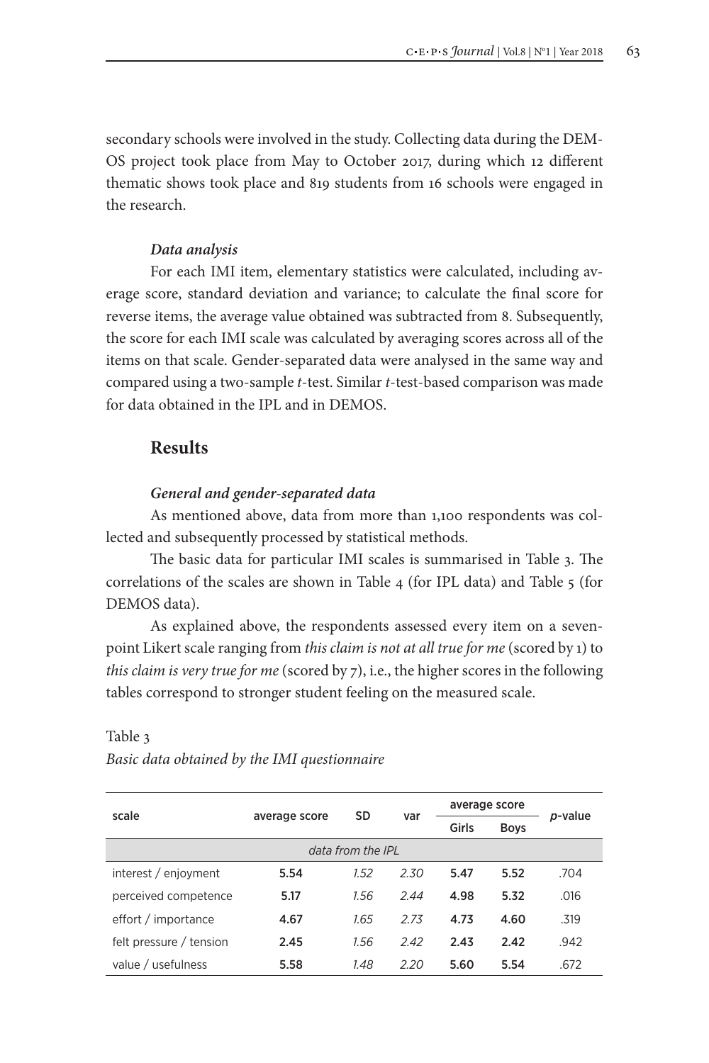secondary schools were involved in the study. Collecting data during the DEMOS project took place from May to October 2017, during which 12 different thematic shows took place and 819 students from 16 schools were engaged in the research.

#### *Data analysis*

For each IMI item, elementary statistics were calculated, including average score, standard deviation and variance; to calculate the final score for reverse items, the average value obtained was subtracted from 8. Subsequently, the score for each IMI scale was calculated by averaging scores across all of the items on that scale. Gender-separated data were analysed in the same way and compared using a two-sample *t*-test. Similar *t*-test-based comparison was made for data obtained in the IPL and in DEMOS.

## Results

#### *General and gender-separated data*

As mentioned above, data from more than 1,100 respondents was collected and subsequently processed by statistical methods.

The basic data for particular IMI scales is summarised in Table 3. The correlations of the scales are shown in Table 4 (for IPL data) and Table 5 (for DEMOS data).

As explained above, the respondents assessed every item on a seven-point Likert scale ranging from *this claim is not at all true for me* (scored by 1) to *this claim is very true for me* (scored by 7), i.e., the higher scores in the following tables correspond to stronger student feeling on the measured scale.

Table 3
*Basic data obtained by the IMI questionnaire*

| scale | average score | SD | var | average score | | *p*-value |
|---|---|---|---|---|---|---|
| | | | | Girls | Boys | |
| *data from the IPL* | | | | | | |
| interest / enjoyment | **5.54** | *1.52* | *2.30* | **5.47** | **5.52** | .704 |
| perceived competence | **5.17** | *1.56* | *2.44* | **4.98** | **5.32** | .016 |
| effort / importance | **4.67** | *1.65* | *2.73* | **4.73** | **4.60** | .319 |
| felt pressure / tension | **2.45** | *1.56* | *2.42* | **2.43** | **2.42** | .942 |
| value / usefulness | **5.58** | *1.48* | *2.20* | **5.60** | **5.54** | .672 |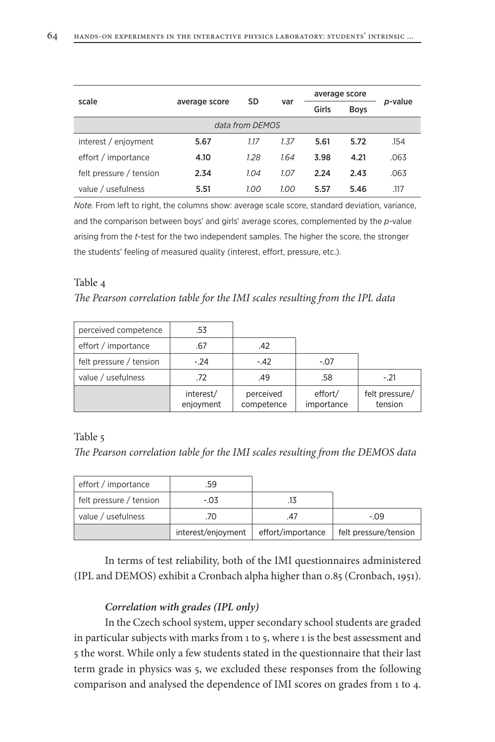| scale | average score | SD | var | average score | | p-value |
|---|---|---|---|---|---|---|
| | | | | Girls | Boys | |
| *data from DEMOS* | | | | | | |
| interest / enjoyment | **5.67** | *1.17* | *1.37* | **5.61** | **5.72** | .154 |
| effort / importance | **4.10** | *1.28* | *1.64* | **3.98** | **4.21** | .063 |
| felt pressure / tension | **2.34** | *1.04* | *1.07* | **2.24** | **2.43** | .063 |
| value / usefulness | **5.51** | *1.00* | *1.00* | **5.57** | **5.46** | .117 |

*Note.* From left to right, the columns show: average scale score, standard deviation, variance, and the comparison between boys' and girls' average scores, complemented by the *p*-value arising from the *t*-test for the two independent samples. The higher the score, the stronger the students' feeling of measured quality (interest, effort, pressure, etc.).

Table 4

*The Pearson correlation table for the IMI scales resulting from the IPL data*

| | interest/ enjoyment | perceived competence | effort/ importance | felt pressure/ tension |
|---|---|---|---|---|
| perceived competence | .53 | | | |
| effort / importance | .67 | .42 | | |
| felt pressure / tension | -.24 | -.42 | -.07 | |
| value / usefulness | .72 | .49 | .58 | -.21 |

Table 5

*The Pearson correlation table for the IMI scales resulting from the DEMOS data*

| | interest/enjoyment | effort/importance | felt pressure/tension |
|---|---|---|---|
| effort / importance | .59 | | |
| felt pressure / tension | -.03 | .13 | |
| value / usefulness | .70 | .47 | -.09 |

In terms of test reliability, both of the IMI questionnaires administered (IPL and DEMOS) exhibit a Cronbach alpha higher than 0.85 (Cronbach, 1951).

### *Correlation with grades (IPL only)*

In the Czech school system, upper secondary school students are graded in particular subjects with marks from 1 to 5, where 1 is the best assessment and 5 the worst. While only a few students stated in the questionnaire that their last term grade in physics was 5, we excluded these responses from the following comparison and analysed the dependence of IMI scores on grades from 1 to 4.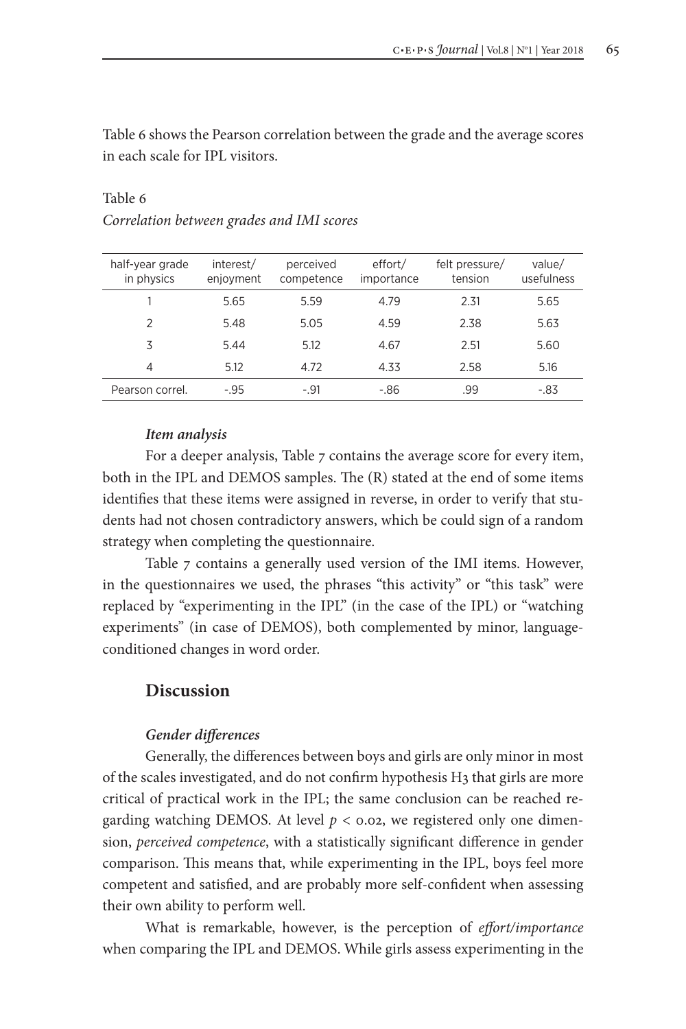Table 6 shows the Pearson correlation between the grade and the average scores in each scale for IPL visitors.

Table 6

*Correlation between grades and IMI scores*

| half-year grade in physics | interest/ enjoyment | perceived competence | effort/ importance | felt pressure/ tension | value/ usefulness |
|---|---|---|---|---|---|
| 1 | 5.65 | 5.59 | 4.79 | 2.31 | 5.65 |
| 2 | 5.48 | 5.05 | 4.59 | 2.38 | 5.63 |
| 3 | 5.44 | 5.12 | 4.67 | 2.51 | 5.60 |
| 4 | 5.12 | 4.72 | 4.33 | 2.58 | 5.16 |
| Pearson correl. | -.95 | -.91 | -.86 | .99 | -.83 |

***Item analysis***

For a deeper analysis, Table 7 contains the average score for every item, both in the IPL and DEMOS samples. The (R) stated at the end of some items identifies that these items were assigned in reverse, in order to verify that students had not chosen contradictory answers, which be could sign of a random strategy when completing the questionnaire.

Table 7 contains a generally used version of the IMI items. However, in the questionnaires we used, the phrases "this activity" or "this task" were replaced by "experimenting in the IPL" (in the case of the IPL) or "watching experiments" (in case of DEMOS), both complemented by minor, language-conditioned changes in word order.

## Discussion

***Gender differences***

Generally, the differences between boys and girls are only minor in most of the scales investigated, and do not confirm hypothesis H3 that girls are more critical of practical work in the IPL; the same conclusion can be reached regarding watching DEMOS. At level $p < 0.02$, we registered only one dimension, *perceived competence*, with a statistically significant difference in gender comparison. This means that, while experimenting in the IPL, boys feel more competent and satisfied, and are probably more self-confident when assessing their own ability to perform well.

What is remarkable, however, is the perception of *effort/importance* when comparing the IPL and DEMOS. While girls assess experimenting in the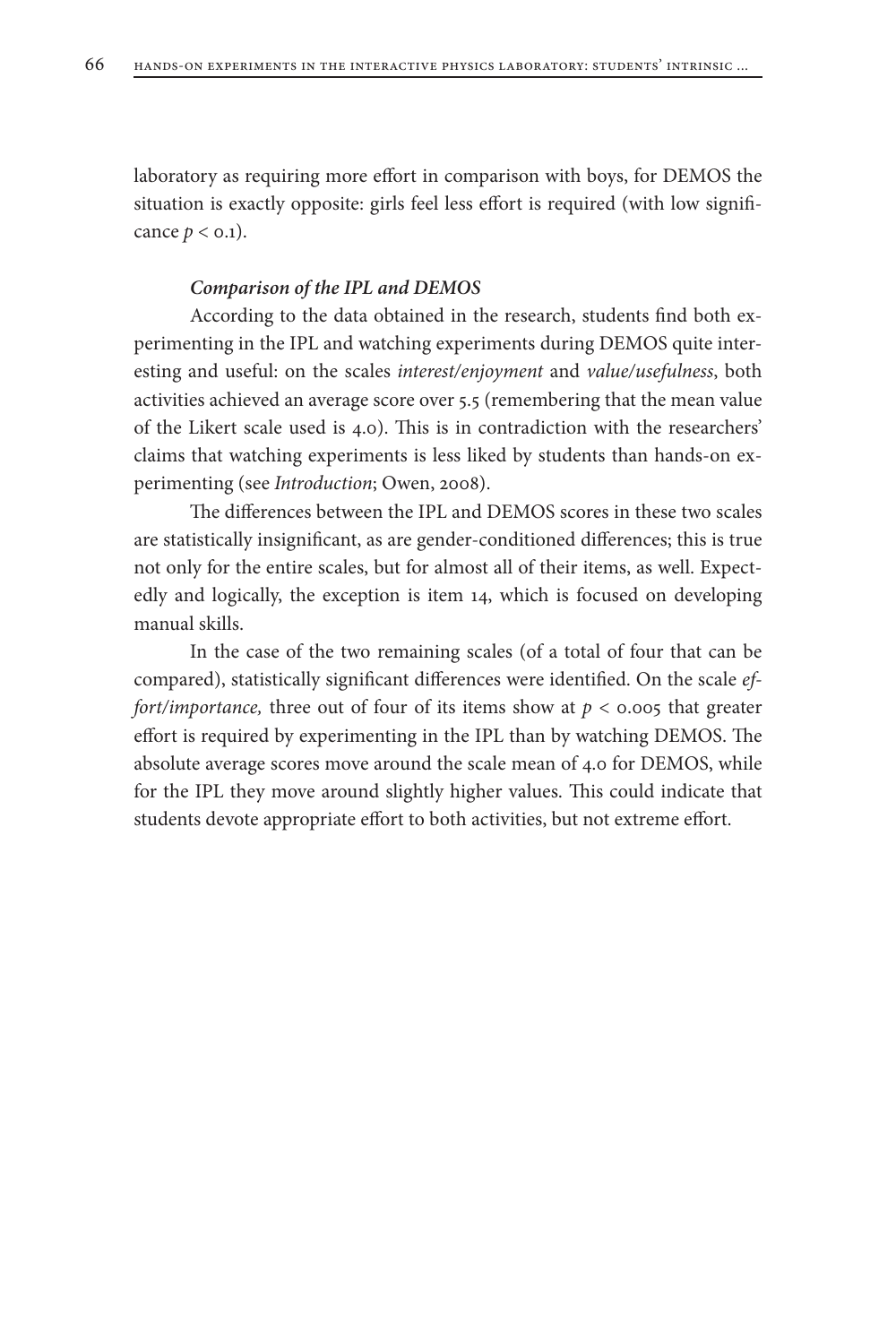laboratory as requiring more effort in comparison with boys, for DEMOS the situation is exactly opposite: girls feel less effort is required (with low significance $p < 0.1$).

***Comparison of the IPL and DEMOS***

According to the data obtained in the research, students find both experimenting in the IPL and watching experiments during DEMOS quite interesting and useful: on the scales *interest/enjoyment* and *value/usefulness*, both activities achieved an average score over 5.5 (remembering that the mean value of the Likert scale used is 4.0). This is in contradiction with the researchers' claims that watching experiments is less liked by students than hands-on experimenting (see *Introduction*; Owen, 2008).

The differences between the IPL and DEMOS scores in these two scales are statistically insignificant, as are gender-conditioned differences; this is true not only for the entire scales, but for almost all of their items, as well. Expectedly and logically, the exception is item 14, which is focused on developing manual skills.

In the case of the two remaining scales (of a total of four that can be compared), statistically significant differences were identified. On the scale *effort/importance,* three out of four of its items show at $p < 0.005$ that greater effort is required by experimenting in the IPL than by watching DEMOS. The absolute average scores move around the scale mean of 4.0 for DEMOS, while for the IPL they move around slightly higher values. This could indicate that students devote appropriate effort to both activities, but not extreme effort.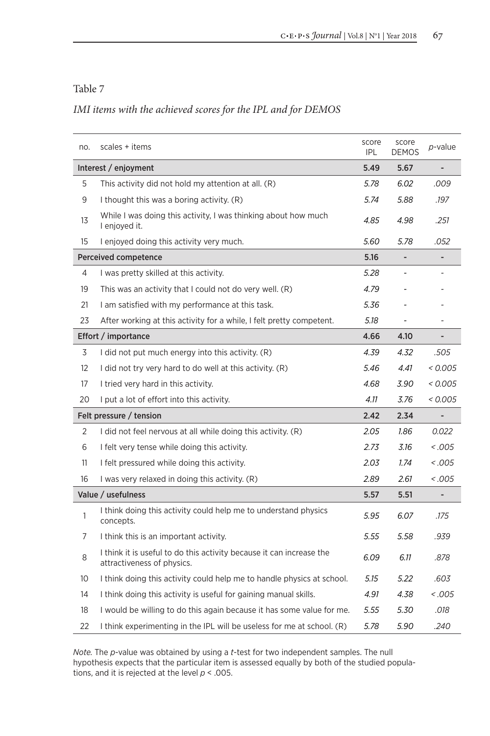Table 7

*IMI items with the achieved scores for the IPL and for DEMOS*

| no. | scales + items | score IPL | score DEMOS | *p*-value |
|---|---|---|---|---|
| **Interest / enjoyment** | | **5.49** | **5.67** | **-** |
| 5 | This activity did not hold my attention at all. (R) | *5.78* | *6.02* | *.009* |
| 9 | I thought this was a boring activity. (R) | *5.74* | *5.88* | *.197* |
| 13 | While I was doing this activity, I was thinking about how much I enjoyed it. | *4.85* | *4.98* | *.251* |
| 15 | I enjoyed doing this activity very much. | *5.60* | *5.78* | *.052* |
| **Perceived competence** | | **5.16** | **-** | **-** |
| 4 | I was pretty skilled at this activity. | *5.28* | - | - |
| 19 | This was an activity that I could not do very well. (R) | *4.79* | - | - |
| 21 | I am satisfied with my performance at this task. | *5.36* | - | - |
| 23 | After working at this activity for a while, I felt pretty competent. | *5.18* | - | - |
| **Effort / importance** | | **4.66** | **4.10** | **-** |
| 3 | I did not put much energy into this activity. (R) | *4.39* | *4.32* | *.505* |
| 12 | I did not try very hard to do well at this activity. (R) | *5.46* | *4.41* | *< 0.005* |
| 17 | I tried very hard in this activity. | *4.68* | *3.90* | *< 0.005* |
| 20 | I put a lot of effort into this activity. | *4.11* | *3.76* | *< 0.005* |
| **Felt pressure / tension** | | **2.42** | **2.34** | **-** |
| 2 | I did not feel nervous at all while doing this activity. (R) | *2.05* | *1.86* | *0.022* |
| 6 | I felt very tense while doing this activity. | *2.73* | *3.16* | *< .005* |
| 11 | I felt pressured while doing this activity. | *2.03* | *1.74* | *< .005* |
| 16 | I was very relaxed in doing this activity. (R) | *2.89* | *2.61* | *< .005* |
| **Value / usefulness** | | **5.57** | **5.51** | **-** |
| 1 | I think doing this activity could help me to understand physics concepts. | *5.95* | *6.07* | *.175* |
| 7 | I think this is an important activity. | *5.55* | *5.58* | *.939* |
| 8 | I think it is useful to do this activity because it can increase the attractiveness of physics. | *6.09* | *6.11* | *.878* |
| 10 | I think doing this activity could help me to handle physics at school. | *5.15* | *5.22* | *.603* |
| 14 | I think doing this activity is useful for gaining manual skills. | *4.91* | *4.38* | *< .005* |
| 18 | I would be willing to do this again because it has some value for me. | *5.55* | *5.30* | *.018* |
| 22 | I think experimenting in the IPL will be useless for me at school. (R) | *5.78* | *5.90* | *.240* |

*Note.* The *p*-value was obtained by using a *t*-test for two independent samples. The null hypothesis expects that the particular item is assessed equally by both of the studied populations, and it is rejected at the level $p < .005$.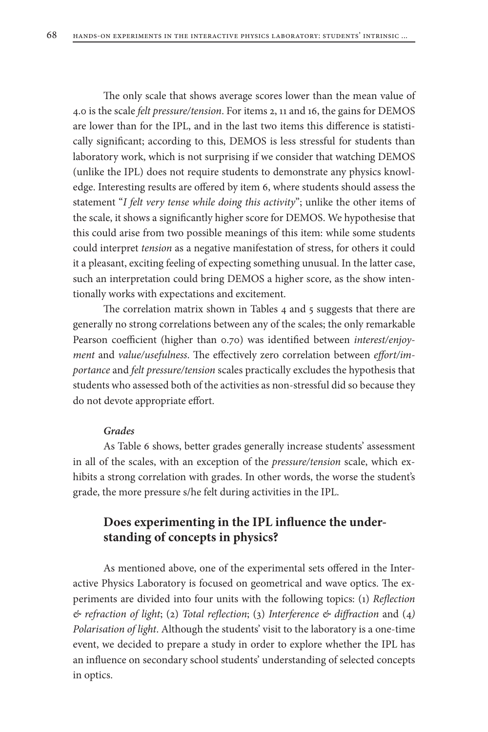The only scale that shows average scores lower than the mean value of 4.0 is the scale *felt pressure/tension*. For items 2, 11 and 16, the gains for DEMOS are lower than for the IPL, and in the last two items this difference is statistically significant; according to this, DEMOS is less stressful for students than laboratory work, which is not surprising if we consider that watching DEMOS (unlike the IPL) does not require students to demonstrate any physics knowledge. Interesting results are offered by item 6, where students should assess the statement "*I felt very tense while doing this activity*"; unlike the other items of the scale, it shows a significantly higher score for DEMOS. We hypothesise that this could arise from two possible meanings of this item: while some students could interpret *tension* as a negative manifestation of stress, for others it could it a pleasant, exciting feeling of expecting something unusual. In the latter case, such an interpretation could bring DEMOS a higher score, as the show intentionally works with expectations and excitement.

The correlation matrix shown in Tables 4 and 5 suggests that there are generally no strong correlations between any of the scales; the only remarkable Pearson coefficient (higher than 0.70) was identified between *interest/enjoyment* and *value/usefulness*. The effectively zero correlation between *effort/importance* and *felt pressure/tension* scales practically excludes the hypothesis that students who assessed both of the activities as non-stressful did so because they do not devote appropriate effort.

***Grades***

As Table 6 shows, better grades generally increase students' assessment in all of the scales, with an exception of the *pressure/tension* scale, which exhibits a strong correlation with grades. In other words, the worse the student's grade, the more pressure s/he felt during activities in the IPL.

## Does experimenting in the IPL influence the understanding of concepts in physics?

As mentioned above, one of the experimental sets offered in the Interactive Physics Laboratory is focused on geometrical and wave optics. The experiments are divided into four units with the following topics: (1) *Reflection & refraction of light*; (2) *Total reflection*; (3) *Interference & diffraction* and (4) *Polarisation of light*. Although the students' visit to the laboratory is a one-time event, we decided to prepare a study in order to explore whether the IPL has an influence on secondary school students' understanding of selected concepts in optics.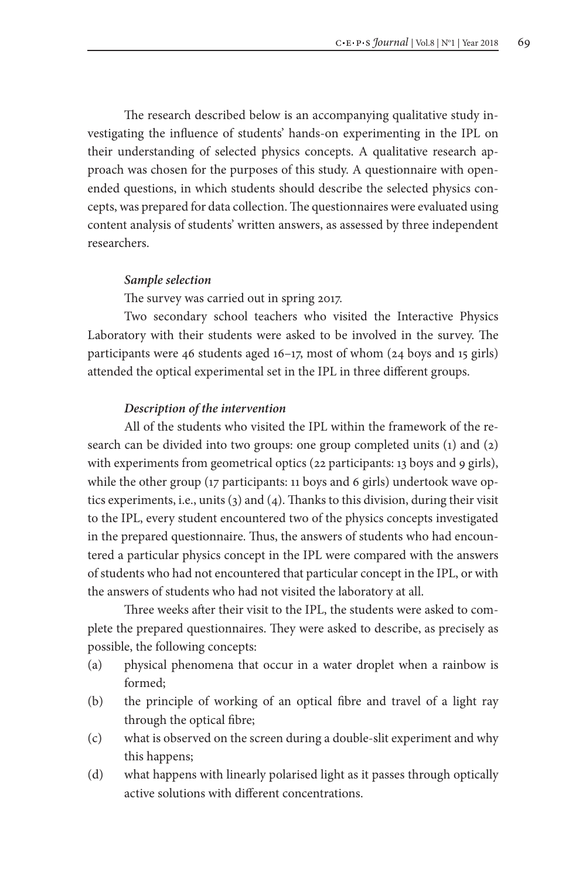The research described below is an accompanying qualitative study investigating the influence of students' hands-on experimenting in the IPL on their understanding of selected physics concepts. A qualitative research approach was chosen for the purposes of this study. A questionnaire with open-ended questions, in which students should describe the selected physics concepts, was prepared for data collection. The questionnaires were evaluated using content analysis of students' written answers, as assessed by three independent researchers.

***Sample selection***

The survey was carried out in spring 2017.

Two secondary school teachers who visited the Interactive Physics Laboratory with their students were asked to be involved in the survey. The participants were 46 students aged 16–17, most of whom (24 boys and 15 girls) attended the optical experimental set in the IPL in three different groups.

***Description of the intervention***

All of the students who visited the IPL within the framework of the research can be divided into two groups: one group completed units (1) and (2) with experiments from geometrical optics (22 participants: 13 boys and 9 girls), while the other group (17 participants: 11 boys and 6 girls) undertook wave optics experiments, i.e., units (3) and (4). Thanks to this division, during their visit to the IPL, every student encountered two of the physics concepts investigated in the prepared questionnaire. Thus, the answers of students who had encountered a particular physics concept in the IPL were compared with the answers of students who had not encountered that particular concept in the IPL, or with the answers of students who had not visited the laboratory at all.

Three weeks after their visit to the IPL, the students were asked to complete the prepared questionnaires. They were asked to describe, as precisely as possible, the following concepts:

(a) physical phenomena that occur in a water droplet when a rainbow is formed;

(b) the principle of working of an optical fibre and travel of a light ray through the optical fibre;

(c) what is observed on the screen during a double-slit experiment and why this happens;

(d) what happens with linearly polarised light as it passes through optically active solutions with different concentrations.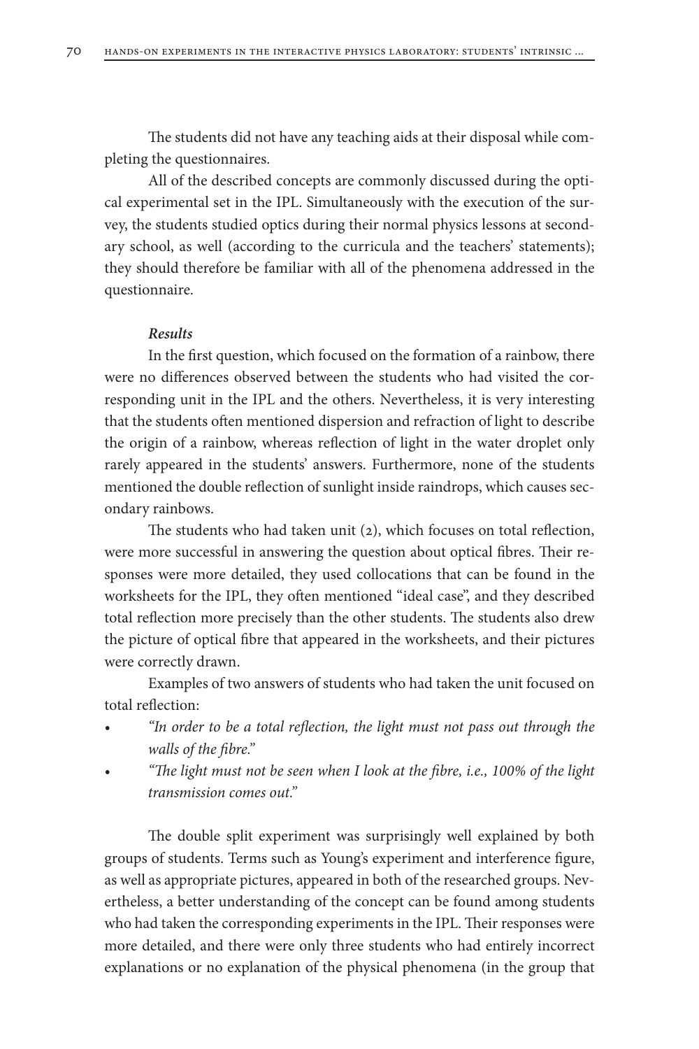The students did not have any teaching aids at their disposal while completing the questionnaires.

All of the described concepts are commonly discussed during the optical experimental set in the IPL. Simultaneously with the execution of the survey, the students studied optics during their normal physics lessons at secondary school, as well (according to the curricula and the teachers' statements); they should therefore be familiar with all of the phenomena addressed in the questionnaire.

***Results***

In the first question, which focused on the formation of a rainbow, there were no differences observed between the students who had visited the corresponding unit in the IPL and the others. Nevertheless, it is very interesting that the students often mentioned dispersion and refraction of light to describe the origin of a rainbow, whereas reflection of light in the water droplet only rarely appeared in the students' answers. Furthermore, none of the students mentioned the double reflection of sunlight inside raindrops, which causes secondary rainbows.

The students who had taken unit (2), which focuses on total reflection, were more successful in answering the question about optical fibres. Their responses were more detailed, they used collocations that can be found in the worksheets for the IPL, they often mentioned "ideal case", and they described total reflection more precisely than the other students. The students also drew the picture of optical fibre that appeared in the worksheets, and their pictures were correctly drawn.

Examples of two answers of students who had taken the unit focused on total reflection:

- *"In order to be a total reflection, the light must not pass out through the walls of the fibre."*
- *"The light must not be seen when I look at the fibre, i.e., 100% of the light transmission comes out."*

The double split experiment was surprisingly well explained by both groups of students. Terms such as Young's experiment and interference figure, as well as appropriate pictures, appeared in both of the researched groups. Nevertheless, a better understanding of the concept can be found among students who had taken the corresponding experiments in the IPL. Their responses were more detailed, and there were only three students who had entirely incorrect explanations or no explanation of the physical phenomena (in the group that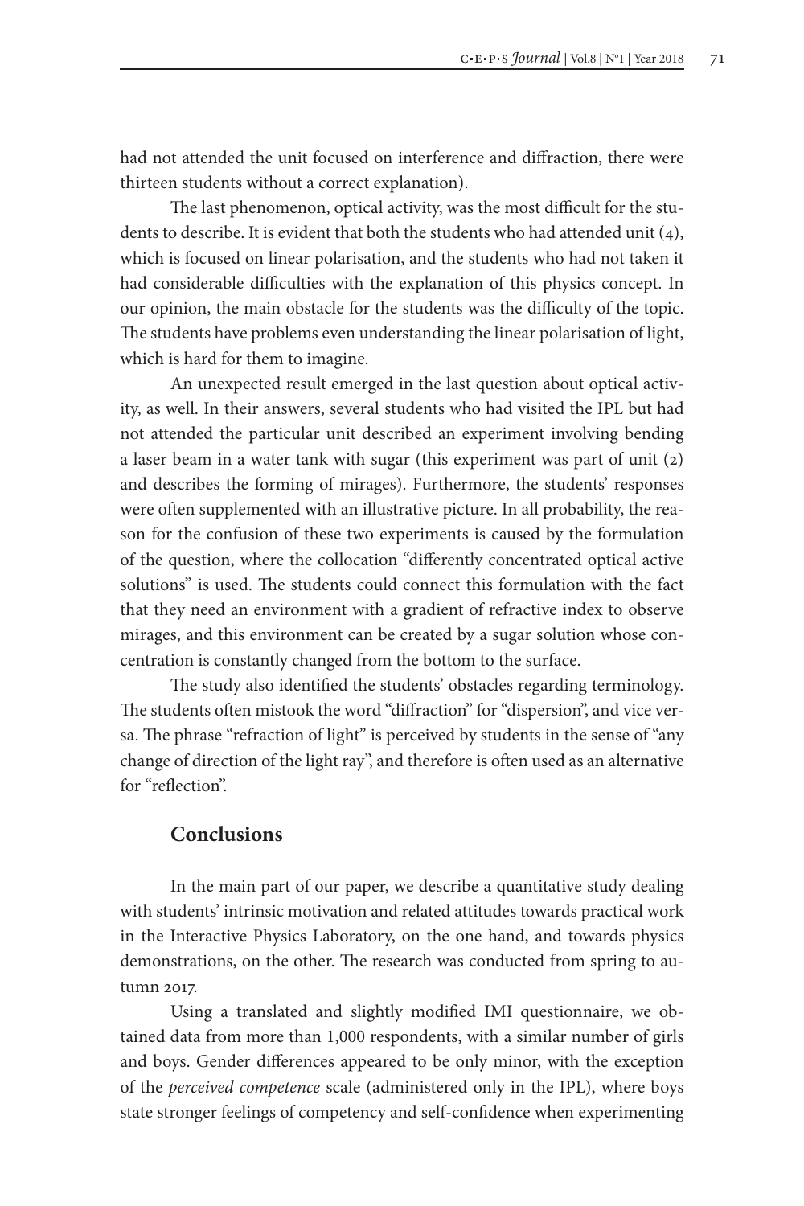had not attended the unit focused on interference and diffraction, there were thirteen students without a correct explanation).

The last phenomenon, optical activity, was the most difficult for the students to describe. It is evident that both the students who had attended unit (4), which is focused on linear polarisation, and the students who had not taken it had considerable difficulties with the explanation of this physics concept. In our opinion, the main obstacle for the students was the difficulty of the topic. The students have problems even understanding the linear polarisation of light, which is hard for them to imagine.

An unexpected result emerged in the last question about optical activity, as well. In their answers, several students who had visited the IPL but had not attended the particular unit described an experiment involving bending a laser beam in a water tank with sugar (this experiment was part of unit (2) and describes the forming of mirages). Furthermore, the students' responses were often supplemented with an illustrative picture. In all probability, the reason for the confusion of these two experiments is caused by the formulation of the question, where the collocation "differently concentrated optical active solutions" is used. The students could connect this formulation with the fact that they need an environment with a gradient of refractive index to observe mirages, and this environment can be created by a sugar solution whose concentration is constantly changed from the bottom to the surface.

The study also identified the students' obstacles regarding terminology. The students often mistook the word "diffraction" for "dispersion", and vice versa. The phrase "refraction of light" is perceived by students in the sense of "any change of direction of the light ray", and therefore is often used as an alternative for "reflection".

## Conclusions

In the main part of our paper, we describe a quantitative study dealing with students' intrinsic motivation and related attitudes towards practical work in the Interactive Physics Laboratory, on the one hand, and towards physics demonstrations, on the other. The research was conducted from spring to autumn 2017.

Using a translated and slightly modified IMI questionnaire, we obtained data from more than 1,000 respondents, with a similar number of girls and boys. Gender differences appeared to be only minor, with the exception of the *perceived competence* scale (administered only in the IPL), where boys state stronger feelings of competency and self-confidence when experimenting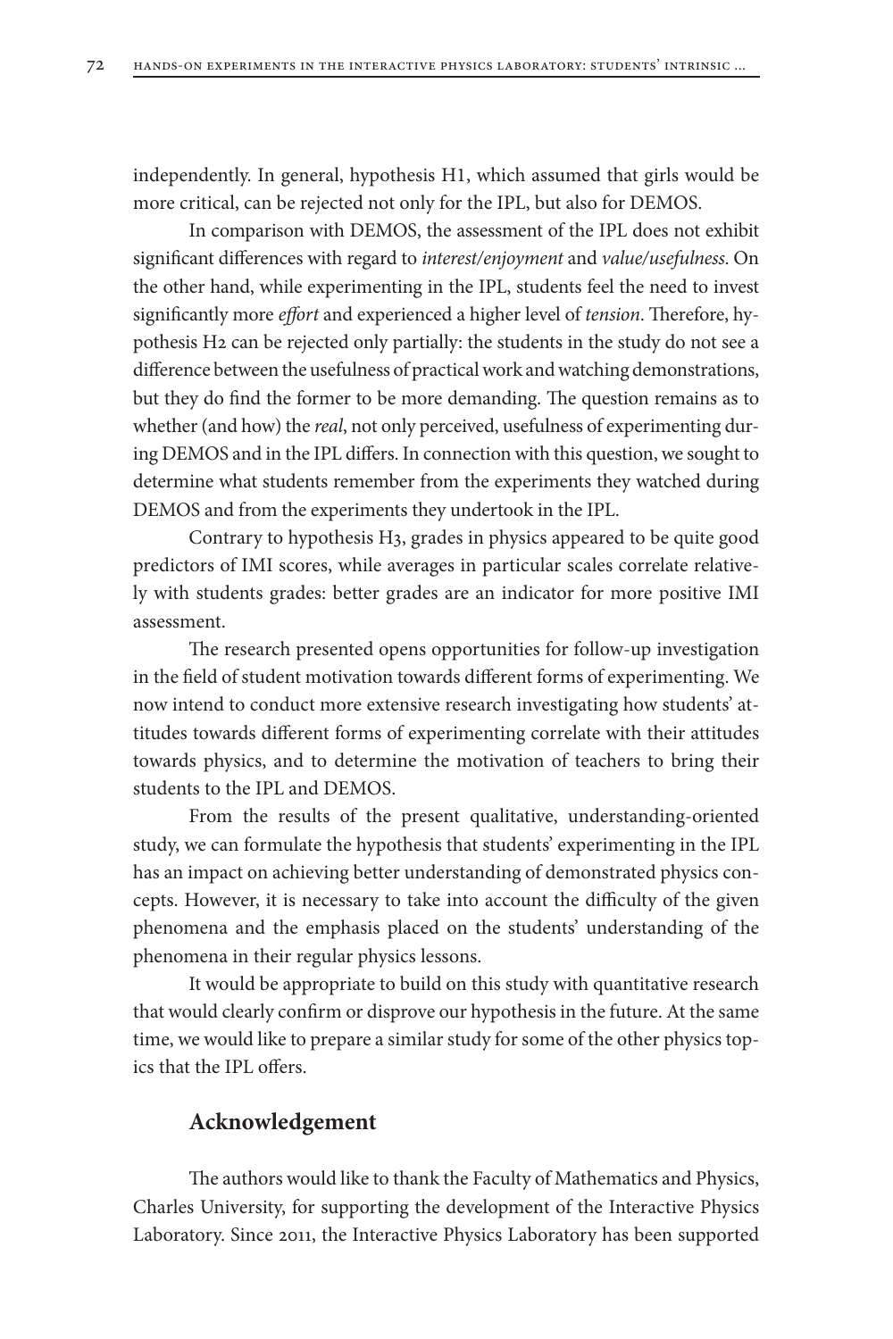independently. In general, hypothesis H1, which assumed that girls would be more critical, can be rejected not only for the IPL, but also for DEMOS.

In comparison with DEMOS, the assessment of the IPL does not exhibit significant differences with regard to *interest/enjoyment* and *value/usefulness*. On the other hand, while experimenting in the IPL, students feel the need to invest significantly more *effort* and experienced a higher level of *tension*. Therefore, hypothesis H2 can be rejected only partially: the students in the study do not see a difference between the usefulness of practical work and watching demonstrations, but they do find the former to be more demanding. The question remains as to whether (and how) the *real*, not only perceived, usefulness of experimenting during DEMOS and in the IPL differs. In connection with this question, we sought to determine what students remember from the experiments they watched during DEMOS and from the experiments they undertook in the IPL.

Contrary to hypothesis H3, grades in physics appeared to be quite good predictors of IMI scores, while averages in particular scales correlate relatively with students grades: better grades are an indicator for more positive IMI assessment.

The research presented opens opportunities for follow-up investigation in the field of student motivation towards different forms of experimenting. We now intend to conduct more extensive research investigating how students' attitudes towards different forms of experimenting correlate with their attitudes towards physics, and to determine the motivation of teachers to bring their students to the IPL and DEMOS.

From the results of the present qualitative, understanding-oriented study, we can formulate the hypothesis that students' experimenting in the IPL has an impact on achieving better understanding of demonstrated physics concepts. However, it is necessary to take into account the difficulty of the given phenomena and the emphasis placed on the students' understanding of the phenomena in their regular physics lessons.

It would be appropriate to build on this study with quantitative research that would clearly confirm or disprove our hypothesis in the future. At the same time, we would like to prepare a similar study for some of the other physics topics that the IPL offers.

## Acknowledgement

The authors would like to thank the Faculty of Mathematics and Physics, Charles University, for supporting the development of the Interactive Physics Laboratory. Since 2011, the Interactive Physics Laboratory has been supported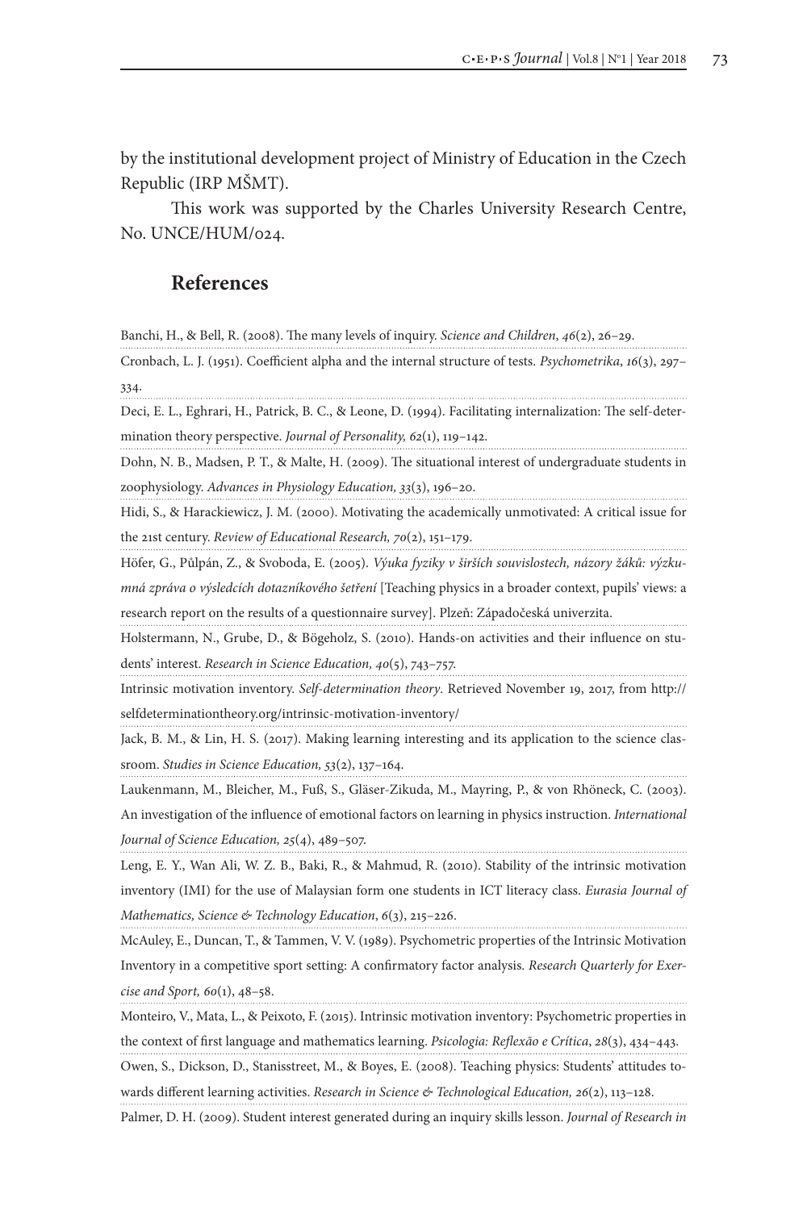by the institutional development project of Ministry of Education in the Czech Republic (IRP MŠMT).

This work was supported by the Charles University Research Centre, No. UNCE/HUM/024.

## References

Banchi, H., & Bell, R. (2008). The many levels of inquiry. *Science and Children*, *46*(2), 26–29.

Cronbach, L. J. (1951). Coefficient alpha and the internal structure of tests. *Psychometrika*, *16*(3), 297–334.

Deci, E. L., Eghrari, H., Patrick, B. C., & Leone, D. (1994). Facilitating internalization: The self-determination theory perspective. *Journal of Personality, 62*(1), 119–142.

Dohn, N. B., Madsen, P. T., & Malte, H. (2009). The situational interest of undergraduate students in zoophysiology. *Advances in Physiology Education, 33*(3), 196–20.

Hidi, S., & Harackiewicz, J. M. (2000). Motivating the academically unmotivated: A critical issue for the 21st century. *Review of Educational Research, 70*(2), 151–179.

Höfer, G., Půlpán, Z., & Svoboda, E. (2005). *Výuka fyziky v širších souvislostech, názory žáků: výzkumná zpráva o výsledcích dotazníkového šetření* [Teaching physics in a broader context, pupils' views: a research report on the results of a questionnaire survey]. Plzeň: Západočeská univerzita.

Holstermann, N., Grube, D., & Bögeholz, S. (2010). Hands-on activities and their influence on students' interest. *Research in Science Education, 40*(5), 743–757.

Intrinsic motivation inventory. *Self-determination theory*. Retrieved November 19, 2017, from http://selfdeterminationtheory.org/intrinsic-motivation-inventory/

Jack, B. M., & Lin, H. S. (2017). Making learning interesting and its application to the science classroom. *Studies in Science Education, 53*(2), 137–164.

Laukenmann, M., Bleicher, M., Fuß, S., Gläser-Zikuda, M., Mayring, P., & von Rhöneck, C. (2003). An investigation of the influence of emotional factors on learning in physics instruction. *International Journal of Science Education, 25*(4), 489–507.

Leng, E. Y., Wan Ali, W. Z. B., Baki, R., & Mahmud, R. (2010). Stability of the intrinsic motivation inventory (IMI) for the use of Malaysian form one students in ICT literacy class. *Eurasia Journal of Mathematics, Science & Technology Education*, *6*(3), 215–226.

McAuley, E., Duncan, T., & Tammen, V. V. (1989). Psychometric properties of the Intrinsic Motivation Inventory in a competitive sport setting: A confirmatory factor analysis. *Research Quarterly for Exercise and Sport, 60*(1), 48–58.

Monteiro, V., Mata, L., & Peixoto, F. (2015). Intrinsic motivation inventory: Psychometric properties in the context of first language and mathematics learning. *Psicologia: Reflexão e Crítica*, *28*(3), 434–443.

Owen, S., Dickson, D., Stanisstreet, M., & Boyes, E. (2008). Teaching physics: Students' attitudes towards different learning activities. *Research in Science & Technological Education, 26*(2), 113–128.

Palmer, D. H. (2009). Student interest generated during an inquiry skills lesson. *Journal of Research in*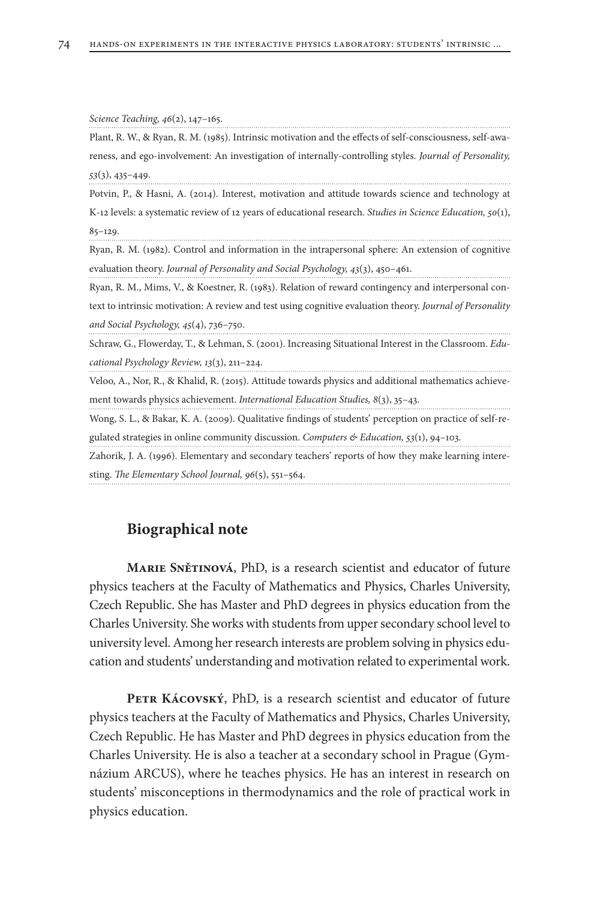*Science Teaching, 46*(2), 147–165.

Plant, R. W., & Ryan, R. M. (1985). Intrinsic motivation and the effects of self-consciousness, self-awareness, and ego-involvement: An investigation of internally-controlling styles. *Journal of Personality, 53*(3), 435–449.

Potvin, P., & Hasni, A. (2014). Interest, motivation and attitude towards science and technology at K-12 levels: a systematic review of 12 years of educational research. *Studies in Science Education, 50*(1), 85–129.

Ryan, R. M. (1982). Control and information in the intrapersonal sphere: An extension of cognitive evaluation theory. *Journal of Personality and Social Psychology, 43*(3), 450–461.

Ryan, R. M., Mims, V., & Koestner, R. (1983). Relation of reward contingency and interpersonal context to intrinsic motivation: A review and test using cognitive evaluation theory. *Journal of Personality and Social Psychology, 45*(4), 736–750.

Schraw, G., Flowerday, T., & Lehman, S. (2001). Increasing Situational Interest in the Classroom. *Educational Psychology Review, 13*(3), 211–224.

Veloo, A., Nor, R., & Khalid, R. (2015). Attitude towards physics and additional mathematics achievement towards physics achievement. *International Education Studies, 8*(3), 35–43.

Wong, S. L., & Bakar, K. A. (2009). Qualitative findings of students' perception on practice of self-regulated strategies in online community discussion. *Computers & Education, 53*(1), 94–103.

Zahorik, J. A. (1996). Elementary and secondary teachers' reports of how they make learning interesting. *The Elementary School Journal, 96*(5), 551–564.

## Biographical note

**Marie Snětinová**, PhD, is a research scientist and educator of future physics teachers at the Faculty of Mathematics and Physics, Charles University, Czech Republic. She has Master and PhD degrees in physics education from the Charles University. She works with students from upper secondary school level to university level. Among her research interests are problem solving in physics education and students' understanding and motivation related to experimental work.

**Petr Kácovský**, PhD, is a research scientist and educator of future physics teachers at the Faculty of Mathematics and Physics, Charles University, Czech Republic. He has Master and PhD degrees in physics education from the Charles University. He is also a teacher at a secondary school in Prague (Gymnázium ARCUS), where he teaches physics. He has an interest in research on students' misconceptions in thermodynamics and the role of practical work in physics education.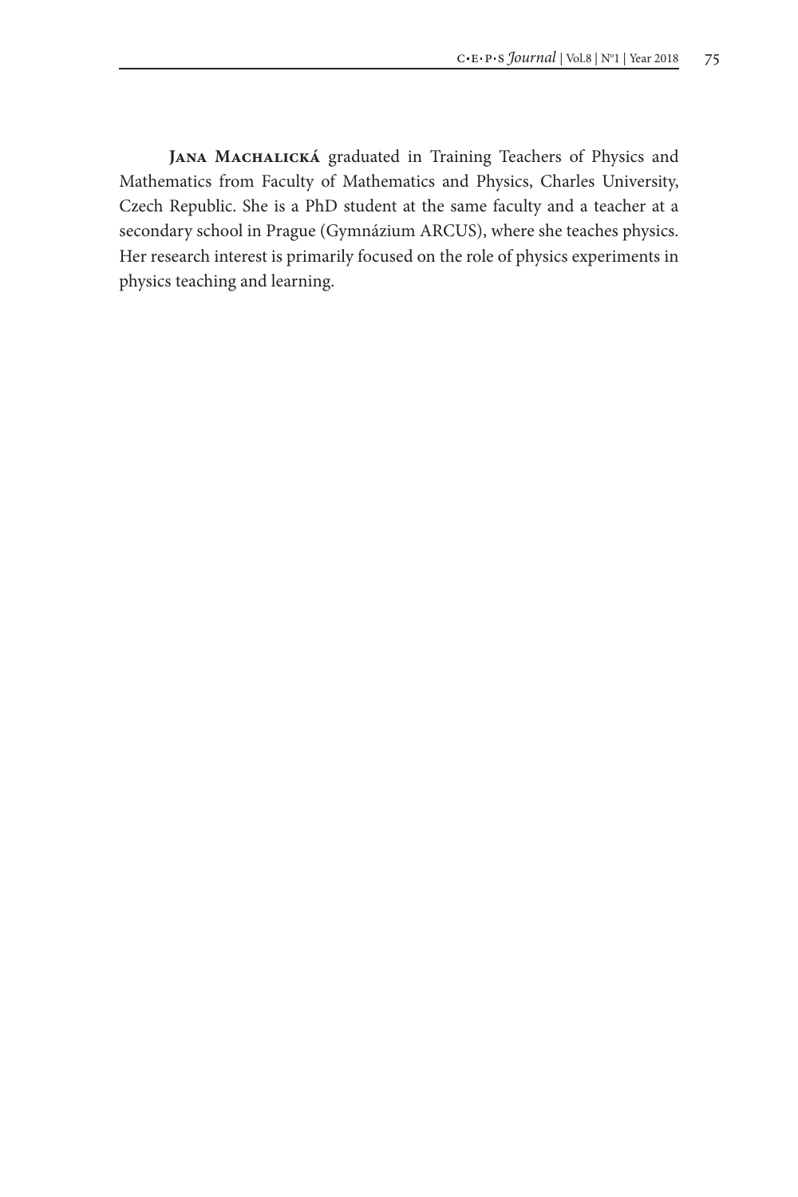**Jana Machalická** graduated in Training Teachers of Physics and Mathematics from Faculty of Mathematics and Physics, Charles University, Czech Republic. She is a PhD student at the same faculty and a teacher at a secondary school in Prague (Gymnázium ARCUS), where she teaches physics. Her research interest is primarily focused on the role of physics experiments in physics teaching and learning.